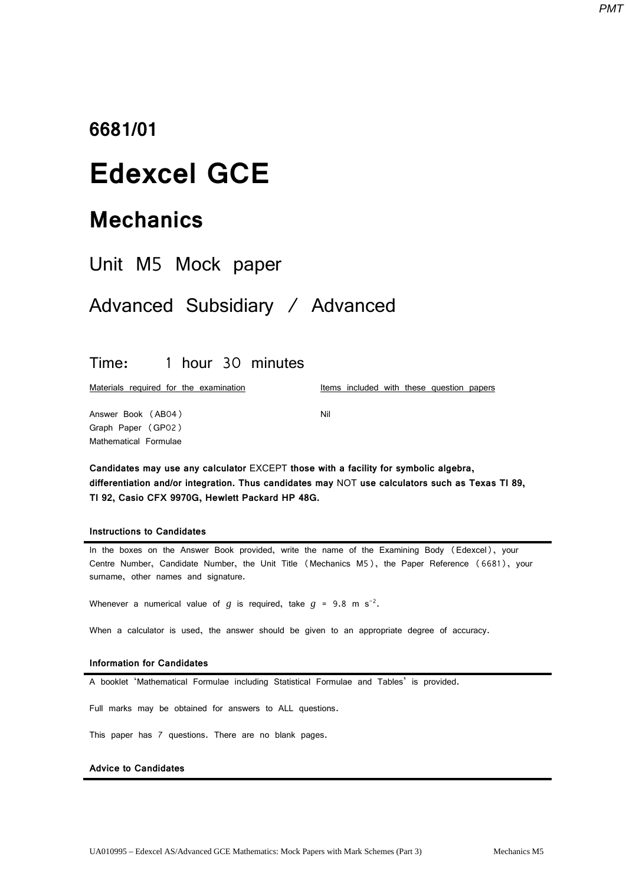# 6681/01

# Edexcel GCE

## Mechanics

### Unit M5 Mock paper

### Advanced Subsidiary / Advanced

**Time:** 1 hour 30 minutes

| Materials required for the examination | Items included with these question papers |
| --- | --- |
| Answer Book (AB04) | Nil |
| Graph Paper (GP02) | |
| Mathematical Formulae | |

**Candidates may use any calculator** EXCEPT **those with a facility for symbolic algebra, differentiation and/or integration. Thus candidates may** NOT **use calculators such as Texas TI 89, TI 92, Casio CFX 9970G, Hewlett Packard HP 48G.**

**Instructions to Candidates**

In the boxes on the Answer Book provided, write the name of the Examining Body (Edexcel), your Centre Number, Candidate Number, the Unit Title (Mechanics M5), the Paper Reference (6681), your surname, other names and signature.

Whenever a numerical value of $g$ is required, take $g$ = 9.8 m s$^{-2}$.

When a calculator is used, the answer should be given to an appropriate degree of accuracy.

**Information for Candidates**

A booklet 'Mathematical Formulae including Statistical Formulae and Tables' is provided.

Full marks may be obtained for answers to ALL questions.

This paper has 7 questions. There are no blank pages.

**Advice to Candidates**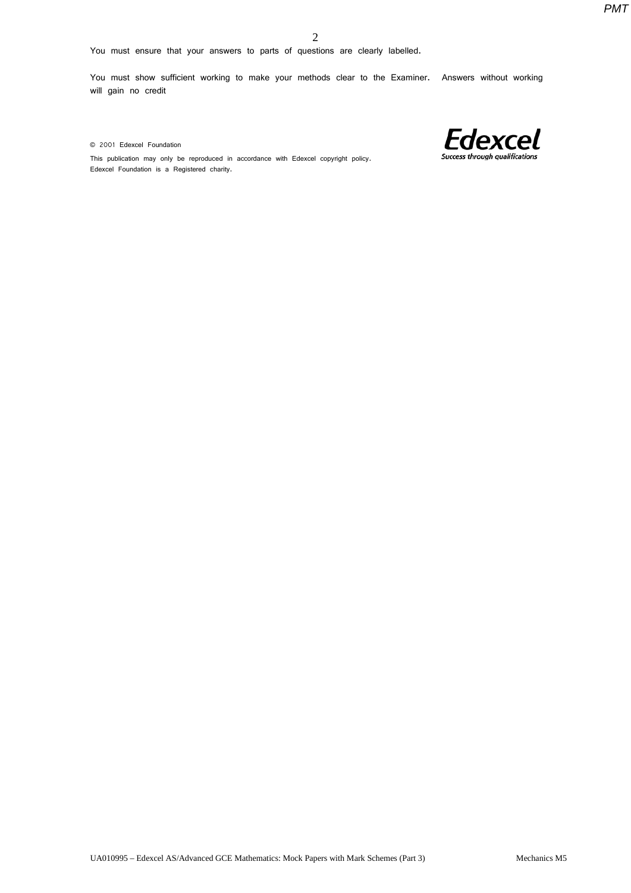You must ensure that your answers to parts of questions are clearly labelled.

You must show sufficient working to make your methods clear to the Examiner. Answers without working will gain no credit

© 2001 Edexcel Foundation

This publication may only be reproduced in accordance with Edexcel copyright policy.
Edexcel Foundation is a Registered charity.

Edexcel
Success through qualifications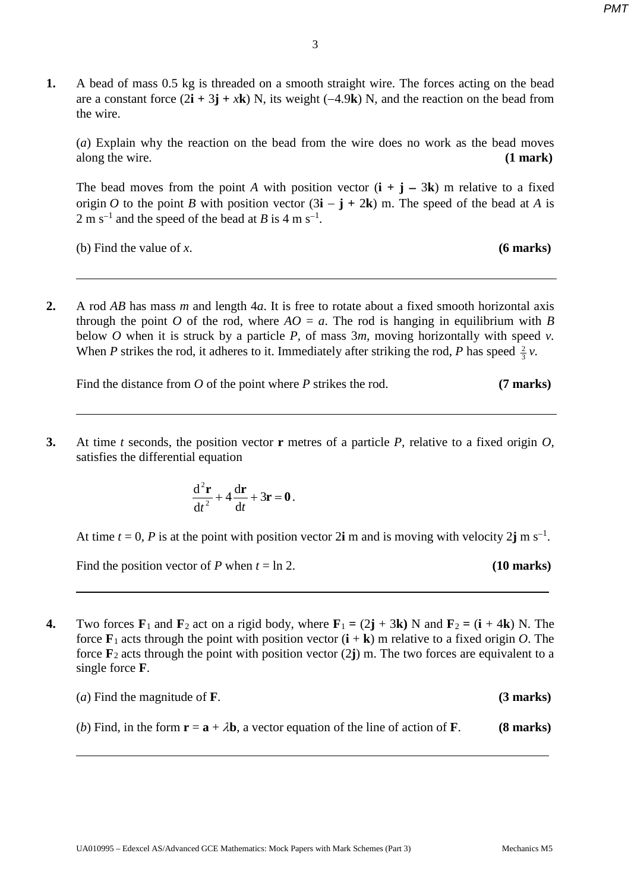**1.** A bead of mass 0.5 kg is threaded on a smooth straight wire. The forces acting on the bead are a constant force $(2\mathbf{i} + 3\mathbf{j} + x\mathbf{k})$ N, its weight $(-4.9\mathbf{k})$ N, and the reaction on the bead from the wire.

(*a*) Explain why the reaction on the bead from the wire does no work as the bead moves along the wire. **(1 mark)**

The bead moves from the point *A* with position vector $(\mathbf{i} + \mathbf{j} - 3\mathbf{k})$ m relative to a fixed origin *O* to the point *B* with position vector $(3\mathbf{i} - \mathbf{j} + 2\mathbf{k})$ m. The speed of the bead at *A* is $2 \text{ m s}^{-1}$ and the speed of the bead at *B* is $4 \text{ m s}^{-1}$.

(b) Find the value of *x*. **(6 marks)**

---

**2.** A rod *AB* has mass *m* and length $4a$. It is free to rotate about a fixed smooth horizontal axis through the point *O* of the rod, where $AO = a$. The rod is hanging in equilibrium with *B* below *O* when it is struck by a particle *P*, of mass $3m$, moving horizontally with speed *v*. When *P* strikes the rod, it adheres to it. Immediately after striking the rod, *P* has speed $\frac{2}{3}v$.

Find the distance from *O* of the point where *P* strikes the rod. **(7 marks)**

---

**3.** At time *t* seconds, the position vector **r** metres of a particle *P*, relative to a fixed origin *O*, satisfies the differential equation

$$\frac{d^2\mathbf{r}}{dt^2} + 4\frac{d\mathbf{r}}{dt} + 3\mathbf{r} = \mathbf{0}.$$

At time $t = 0$, *P* is at the point with position vector $2\mathbf{i}$ m and is moving with velocity $2\mathbf{j} \text{ m s}^{-1}$.

Find the position vector of *P* when $t = \ln 2$. **(10 marks)**

---

**4.** Two forces $\mathbf{F}_1$ and $\mathbf{F}_2$ act on a rigid body, where $\mathbf{F}_1 = (2\mathbf{j} + 3\mathbf{k})$ N and $\mathbf{F}_2 = (\mathbf{i} + 4\mathbf{k})$ N. The force $\mathbf{F}_1$ acts through the point with position vector $(\mathbf{i} + \mathbf{k})$ m relative to a fixed origin *O*. The force $\mathbf{F}_2$ acts through the point with position vector $(2\mathbf{j})$ m. The two forces are equivalent to a single force **F**.

(*a*) Find the magnitude of **F**. **(3 marks)**

(*b*) Find, in the form $\mathbf{r} = \mathbf{a} + \lambda\mathbf{b}$, a vector equation of the line of action of **F**. **(8 marks)**

---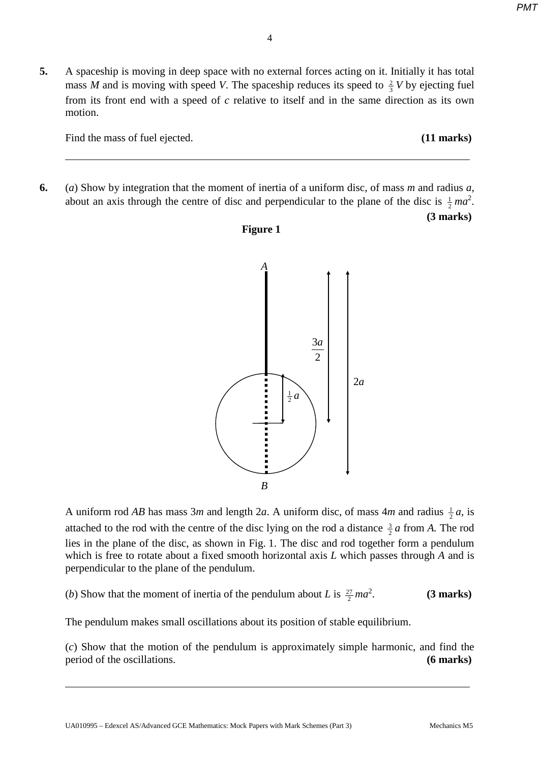**5.** A spaceship is moving in deep space with no external forces acting on it. Initially it has total mass $M$ and is moving with speed $V$. The spaceship reduces its speed to $\frac{2}{3}V$ by ejecting fuel from its front end with a speed of $c$ relative to itself and in the same direction as its own motion.

Find the mass of fuel ejected. **(11 marks)**

---

**6.** (*a*) Show by integration that the moment of inertia of a uniform disc, of mass $m$ and radius $a$, about an axis through the centre of disc and perpendicular to the plane of the disc is $\frac{1}{2}ma^2$. **(3 marks)**

**Figure 1**

A uniform rod $AB$ has mass $3m$ and length $2a$. A uniform disc, of mass $4m$ and radius $\frac{1}{2}a$, is attached to the rod with the centre of the disc lying on the rod a distance $\frac{3}{2}a$ from $A$. The rod lies in the plane of the disc, as shown in Fig. 1. The disc and rod together form a pendulum which is free to rotate about a fixed smooth horizontal axis $L$ which passes through $A$ and is perpendicular to the plane of the pendulum.

(*b*) Show that the moment of inertia of the pendulum about $L$ is $\frac{27}{2}ma^2$. **(3 marks)**

The pendulum makes small oscillations about its position of stable equilibrium.

(*c*) Show that the motion of the pendulum is approximately simple harmonic, and find the period of the oscillations. **(6 marks)**

---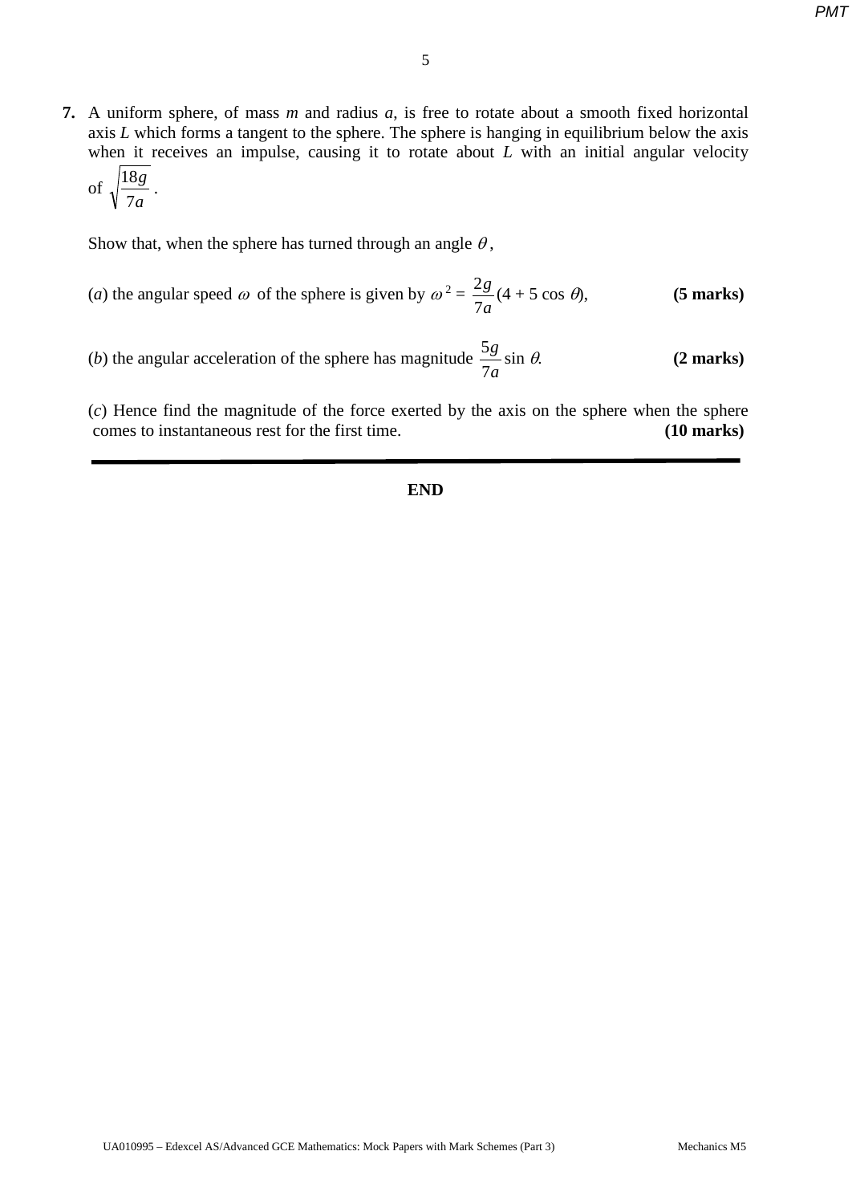**7.** A uniform sphere, of mass $m$ and radius $a$, is free to rotate about a smooth fixed horizontal axis $L$ which forms a tangent to the sphere. The sphere is hanging in equilibrium below the axis when it receives an impulse, causing it to rotate about $L$ with an initial angular velocity of $\sqrt{\dfrac{18g}{7a}}$.

Show that, when the sphere has turned through an angle $\theta$,

(*a*) the angular speed $\omega$ of the sphere is given by $\omega^2 = \dfrac{2g}{7a}(4 + 5\cos\theta)$, **(5 marks)**

(*b*) the angular acceleration of the sphere has magnitude $\dfrac{5g}{7a}\sin\theta$. **(2 marks)**

(*c*) Hence find the magnitude of the force exerted by the axis on the sphere when the sphere comes to instantaneous rest for the first time. **(10 marks)**

---

**END**